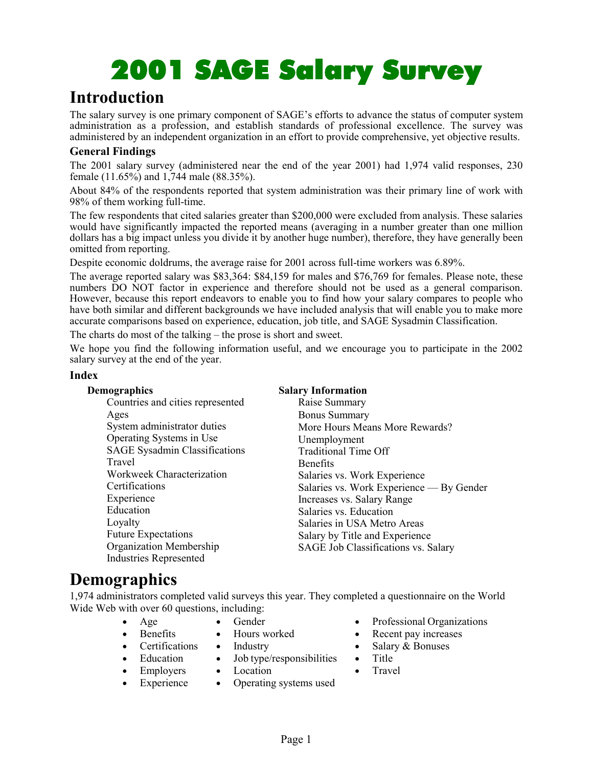# 2001 SAGE Salary Survey

## Introduction

The salary survey is one primary component of SAGE's efforts to advance the status of computer system administration as a profession, and establish standards of professional excellence. The survey was administered by an independent organization in an effort to provide comprehensive, yet objective results.

### General Findings

The 2001 salary survey (administered near the end of the year 2001) had 1,974 valid responses, 230 female (11.65%) and 1,744 male (88.35%).

About 84% of the respondents reported that system administration was their primary line of work with 98% of them working full-time.

The few respondents that cited salaries greater than $200,000 were excluded from analysis. These salaries would have significantly impacted the reported means (averaging in a number greater than one million dollars has a big impact unless you divide it by another huge number), therefore, they have generally been omitted from reporting.

Despite economic doldrums, the average raise for 2001 across full-time workers was 6.89%.

The average reported salary was $83,364: $84,159 for males and $76,769 for females. Please note, these numbers DO NOT factor in experience and therefore should not be used as a general comparison. However, because this report endeavors to enable you to find how your salary compares to people who have both similar and different backgrounds we have included analysis that will enable you to make more accurate comparisons based on experience, education, job title, and SAGE Sysadmin Classification.

The charts do most of the talking – the prose is short and sweet.

We hope you find the following information useful, and we encourage you to participate in the 2002 salary survey at the end of the year.

### Index

**Demographics**

- Countries and cities represented
- Ages
- System administrator duties
- Operating Systems in Use
- SAGE Sysadmin Classifications
- Travel
- Workweek Characterization
- Certifications
- Experience
- Education
- Loyalty
- Future Expectations
- Organization Membership
- Industries Represented

**Salary Information**

- Raise Summary
- Bonus Summary
- More Hours Means More Rewards?
- Unemployment
- Traditional Time Off
- Benefits
- Salaries vs. Work Experience
- Salaries vs. Work Experience — By Gender
- Increases vs. Salary Range
- Salaries vs. Education
- Salaries in USA Metro Areas
- Salary by Title and Experience
- SAGE Job Classifications vs. Salary

## Demographics

1,974 administrators completed valid surveys this year. They completed a questionnaire on the World Wide Web with over 60 questions, including:

- Age
- Benefits
- Certifications
- Education
- Employers
- Experience
- Gender
- Hours worked
- Industry
- Job type/responsibilities
- Location
- Operating systems used
- Professional Organizations
- Recent pay increases
- Salary & Bonuses
- Title
- Travel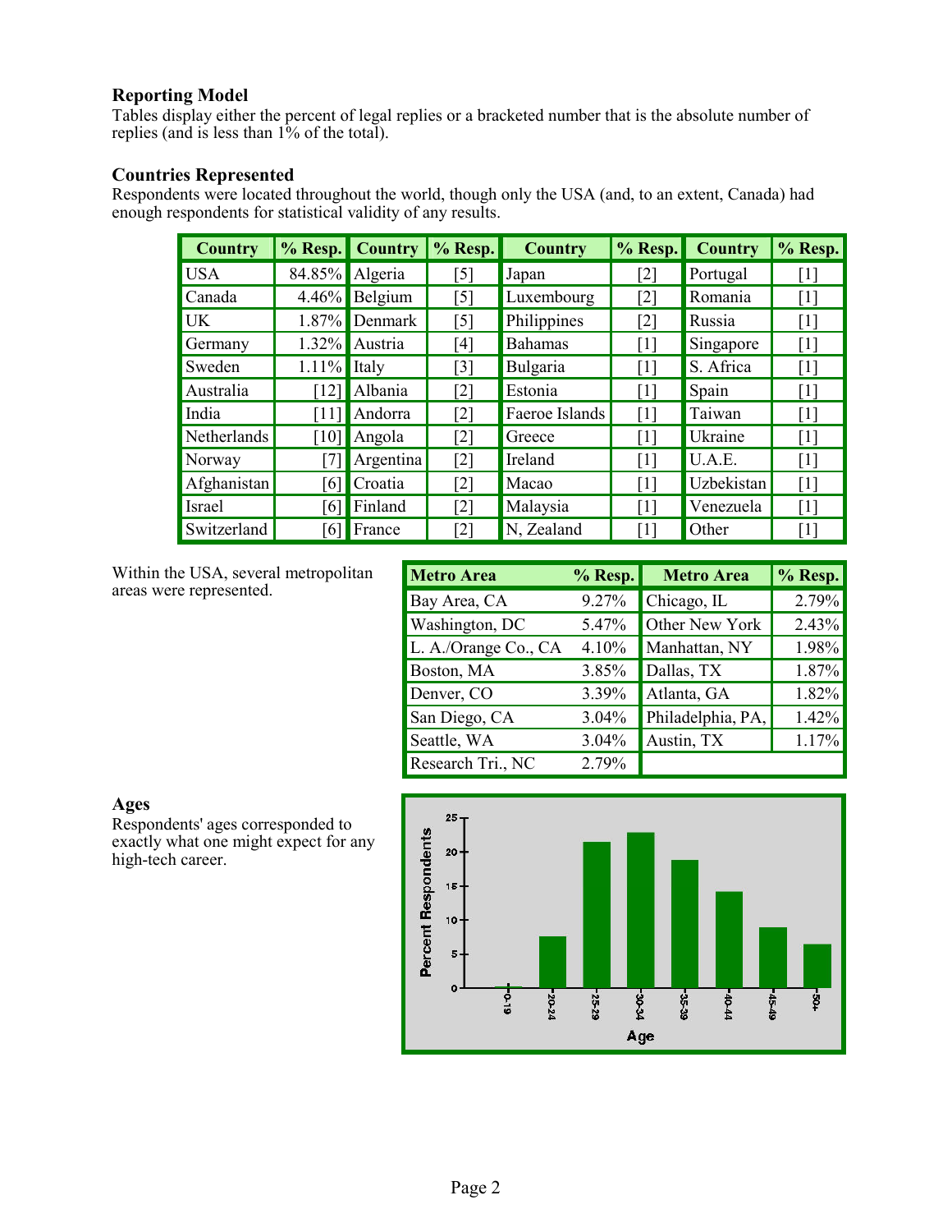### Reporting Model

Tables display either the percent of legal replies or a bracketed number that is the absolute number of replies (and is less than 1% of the total).

### Countries Represented

Respondents were located throughout the world, though only the USA (and, to an extent, Canada) had enough respondents for statistical validity of any results.

| Country | % Resp. | Country | % Resp. | Country | % Resp. | Country | % Resp. |
|---|---|---|---|---|---|---|---|
| USA | 84.85% | Algeria | [5] | Japan | [2] | Portugal | [1] |
| Canada | 4.46% | Belgium | [5] | Luxembourg | [2] | Romania | [1] |
| UK | 1.87% | Denmark | [5] | Philippines | [2] | Russia | [1] |
| Germany | 1.32% | Austria | [4] | Bahamas | [1] | Singapore | [1] |
| Sweden | 1.11% | Italy | [3] | Bulgaria | [1] | S. Africa | [1] |
| Australia | [12] | Albania | [2] | Estonia | [1] | Spain | [1] |
| India | [11] | Andorra | [2] | Faeroe Islands | [1] | Taiwan | [1] |
| Netherlands | [10] | Angola | [2] | Greece | [1] | Ukraine | [1] |
| Norway | [7] | Argentina | [2] | Ireland | [1] | U.A.E. | [1] |
| Afghanistan | [6] | Croatia | [2] | Macao | [1] | Uzbekistan | [1] |
| Israel | [6] | Finland | [2] | Malaysia | [1] | Venezuela | [1] |
| Switzerland | [6] | France | [2] | N, Zealand | [1] | Other | [1] |

Within the USA, several metropolitan areas were represented.

| Metro Area | % Resp. | Metro Area | % Resp. |
|---|---|---|---|
| Bay Area, CA | 9.27% | Chicago, IL | 2.79% |
| Washington, DC | 5.47% | Other New York | 2.43% |
| L. A./Orange Co., CA | 4.10% | Manhattan, NY | 1.98% |
| Boston, MA | 3.85% | Dallas, TX | 1.87% |
| Denver, CO | 3.39% | Atlanta, GA | 1.82% |
| San Diego, CA | 3.04% | Philadelphia, PA, | 1.42% |
| Seattle, WA | 3.04% | Austin, TX | 1.17% |
| Research Tri., NC | 2.79% | | |

### Ages

Respondents' ages corresponded to exactly what one might expect for any high-tech career.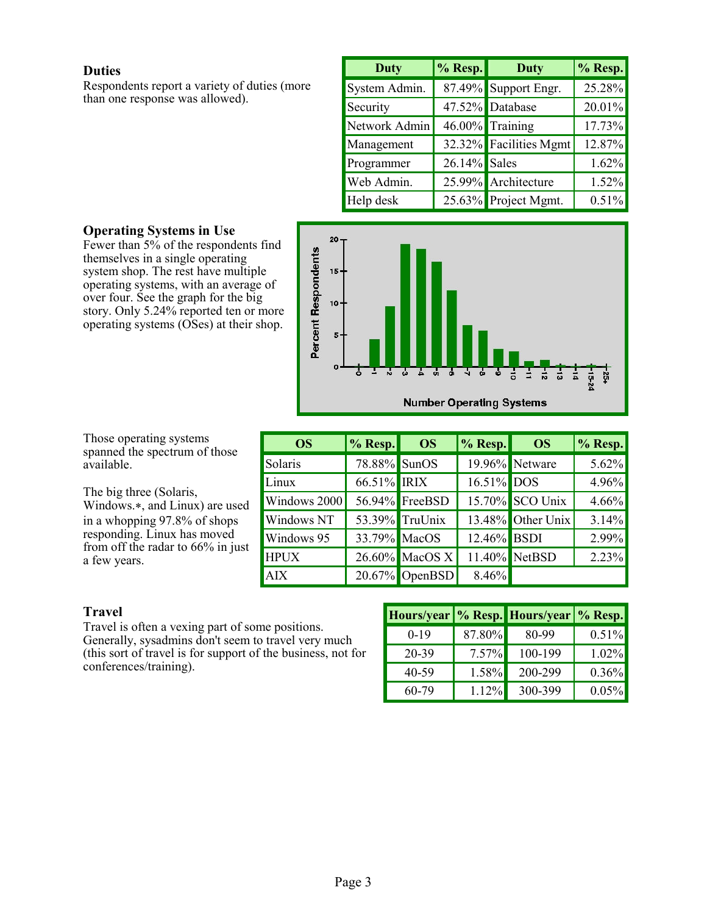### Duties

Respondents report a variety of duties (more than one response was allowed).

| Duty | % Resp. | Duty | % Resp. |
|---|---|---|---|
| System Admin. | 87.49% | Support Engr. | 25.28% |
| Security | 47.52% | Database | 20.01% |
| Network Admin | 46.00% | Training | 17.73% |
| Management | 32.32% | Facilities Mgmt | 12.87% |
| Programmer | 26.14% | Sales | 1.62% |
| Web Admin. | 25.99% | Architecture | 1.52% |
| Help desk | 25.63% | Project Mgmt. | 0.51% |

### Operating Systems in Use

Fewer than 5% of the respondents find themselves in a single operating system shop. The rest have multiple operating systems, with an average of over four. See the graph for the big story. Only 5.24% reported ten or more operating systems (OSes) at their shop.

Those operating systems spanned the spectrum of those available.

The big three (Solaris, Windows.*, and Linux) are used in a whopping 97.8% of shops responding. Linux has moved from off the radar to 66% in just a few years.

| OS | % Resp. | OS | % Resp. | OS | % Resp. |
|---|---|---|---|---|---|
| Solaris | 78.88% | SunOS | 19.96% | Netware | 5.62% |
| Linux | 66.51% | IRIX | 16.51% | DOS | 4.96% |
| Windows 2000 | 56.94% | FreeBSD | 15.70% | SCO Unix | 4.66% |
| Windows NT | 53.39% | TruUnix | 13.48% | Other Unix | 3.14% |
| Windows 95 | 33.79% | MacOS | 12.46% | BSDI | 2.99% |
| HPUX | 26.60% | MacOS X | 11.40% | NetBSD | 2.23% |
| AIX | 20.67% | OpenBSD | 8.46% | | |

### Travel

Travel is often a vexing part of some positions. Generally, sysadmins don't seem to travel very much (this sort of travel is for support of the business, not for conferences/training).

| Hours/year | % Resp. | Hours/year | % Resp. |
|---|---|---|---|
| 0-19 | 87.80% | 80-99 | 0.51% |
| 20-39 | 7.57% | 100-199 | 1.02% |
| 40-59 | 1.58% | 200-299 | 0.36% |
| 60-79 | 1.12% | 300-399 | 0.05% |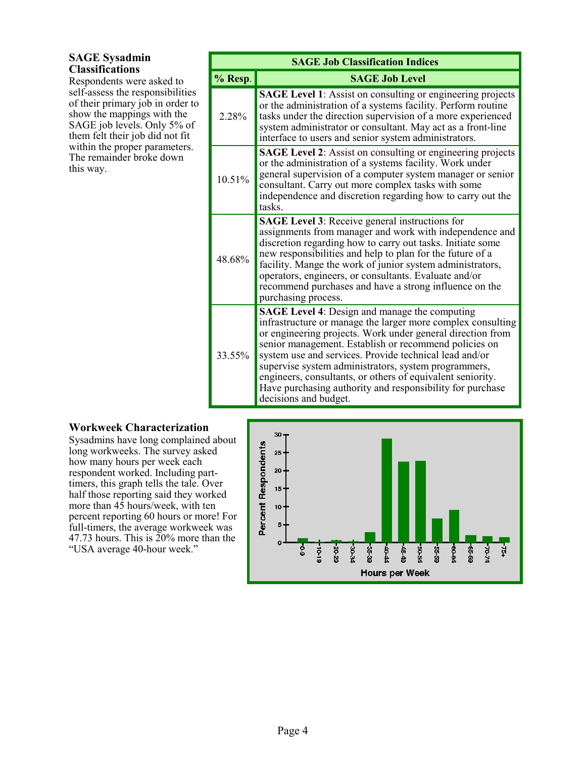### SAGE Sysadmin Classifications

Respondents were asked to self-assess the responsibilities of their primary job in order to show the mappings with the SAGE job levels. Only 5% of them felt their job did not fit within the proper parameters. The remainder broke down this way.

| SAGE Job Classification Indices | |
|---|---|
| **% Resp.** | **SAGE Job Level** |
| 2.28% | **SAGE Level 1**: Assist on consulting or engineering projects or the administration of a systems facility. Perform routine tasks under the direction supervision of a more experienced system administrator or consultant. May act as a front-line interface to users and senior system administrators. |
| 10.51% | **SAGE Level 2**: Assist on consulting or engineering projects or the administration of a systems facility. Work under general supervision of a computer system manager or senior consultant. Carry out more complex tasks with some independence and discretion regarding how to carry out the tasks. |
| 48.68% | **SAGE Level 3**: Receive general instructions for assignments from manager and work with independence and discretion regarding how to carry out tasks. Initiate some new responsibilities and help to plan for the future of a facility. Mange the work of junior system administrators, operators, engineers, or consultants. Evaluate and/or recommend purchases and have a strong influence on the purchasing process. |
| 33.55% | **SAGE Level 4**: Design and manage the computing infrastructure or manage the larger more complex consulting or engineering projects. Work under general direction from senior management. Establish or recommend policies on system use and services. Provide technical lead and/or supervise system administrators, system programmers, engineers, consultants, or others of equivalent seniority. Have purchasing authority and responsibility for purchase decisions and budget. |

### Workweek Characterization

Sysadmins have long complained about long workweeks. The survey asked how many hours per week each respondent worked. Including part-timers, this graph tells the tale. Over half those reporting said they worked more than 45 hours/week, with ten percent reporting 60 hours or more! For full-timers, the average workweek was 47.73 hours. This is 20% more than the "USA average 40-hour week."

| Hours per Week | Percent Respondents (approx.) |
|---|---|
| 0-9 | 1 |
| 10-19 | 0.3 |
| 20-29 | 0.6 |
| 30-34 | 0.4 |
| 35-39 | 3 |
| 40-44 | 29 |
| 45-49 | 22.5 |
| 50-54 | 22.7 |
| 55-59 | 6.7 |
| 60-64 | 9 |
| 65-69 | 2 |
| 70-74 | 1.8 |
| 75+ | 1.5 |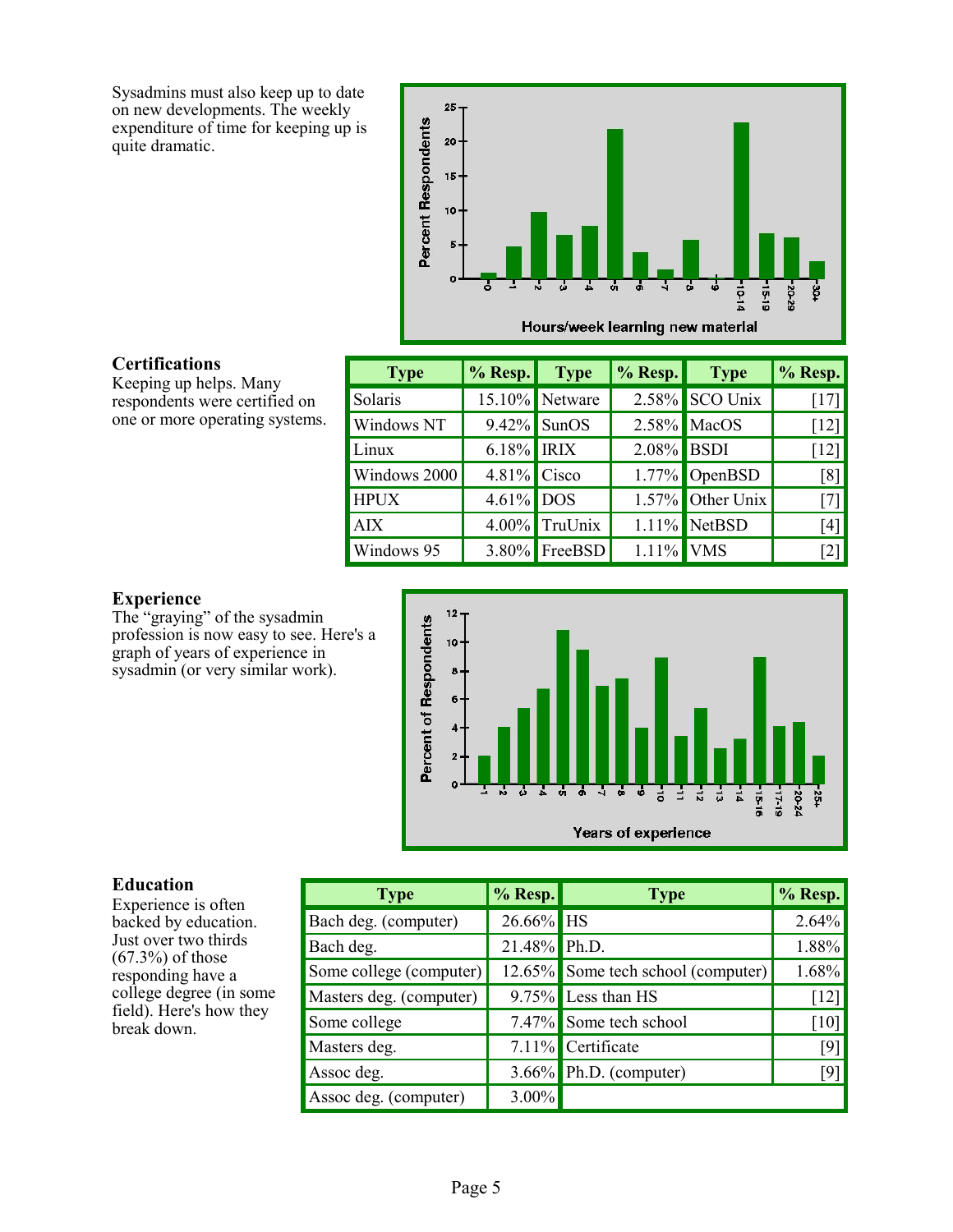Sysadmins must also keep up to date on new developments. The weekly expenditure of time for keeping up is quite dramatic.

### Certifications

Keeping up helps. Many respondents were certified on one or more operating systems.

| Type | % Resp. | Type | % Resp. | Type | % Resp. |
|---|---|---|---|---|---|
| Solaris | 15.10% | Netware | 2.58% | SCO Unix | [17] |
| Windows NT | 9.42% | SunOS | 2.58% | MacOS | [12] |
| Linux | 6.18% | IRIX | 2.08% | BSDI | [12] |
| Windows 2000 | 4.81% | Cisco | 1.77% | OpenBSD | [8] |
| HPUX | 4.61% | DOS | 1.57% | Other Unix | [7] |
| AIX | 4.00% | TruUnix | 1.11% | NetBSD | [4] |
| Windows 95 | 3.80% | FreeBSD | 1.11% | VMS | [2] |

### Experience

The "graying" of the sysadmin profession is now easy to see. Here's a graph of years of experience in sysadmin (or very similar work).

### Education

Experience is often backed by education. Just over two thirds (67.3%) of those responding have a college degree (in some field). Here's how they break down.

| Type | % Resp. | Type | % Resp. |
|---|---|---|---|
| Bach deg. (computer) | 26.66% | HS | 2.64% |
| Bach deg. | 21.48% | Ph.D. | 1.88% |
| Some college (computer) | 12.65% | Some tech school (computer) | 1.68% |
| Masters deg. (computer) | 9.75% | Less than HS | [12] |
| Some college | 7.47% | Some tech school | [10] |
| Masters deg. | 7.11% | Certificate | [9] |
| Assoc deg. | 3.66% | Ph.D. (computer) | [9] |
| Assoc deg. (computer) | 3.00% | | |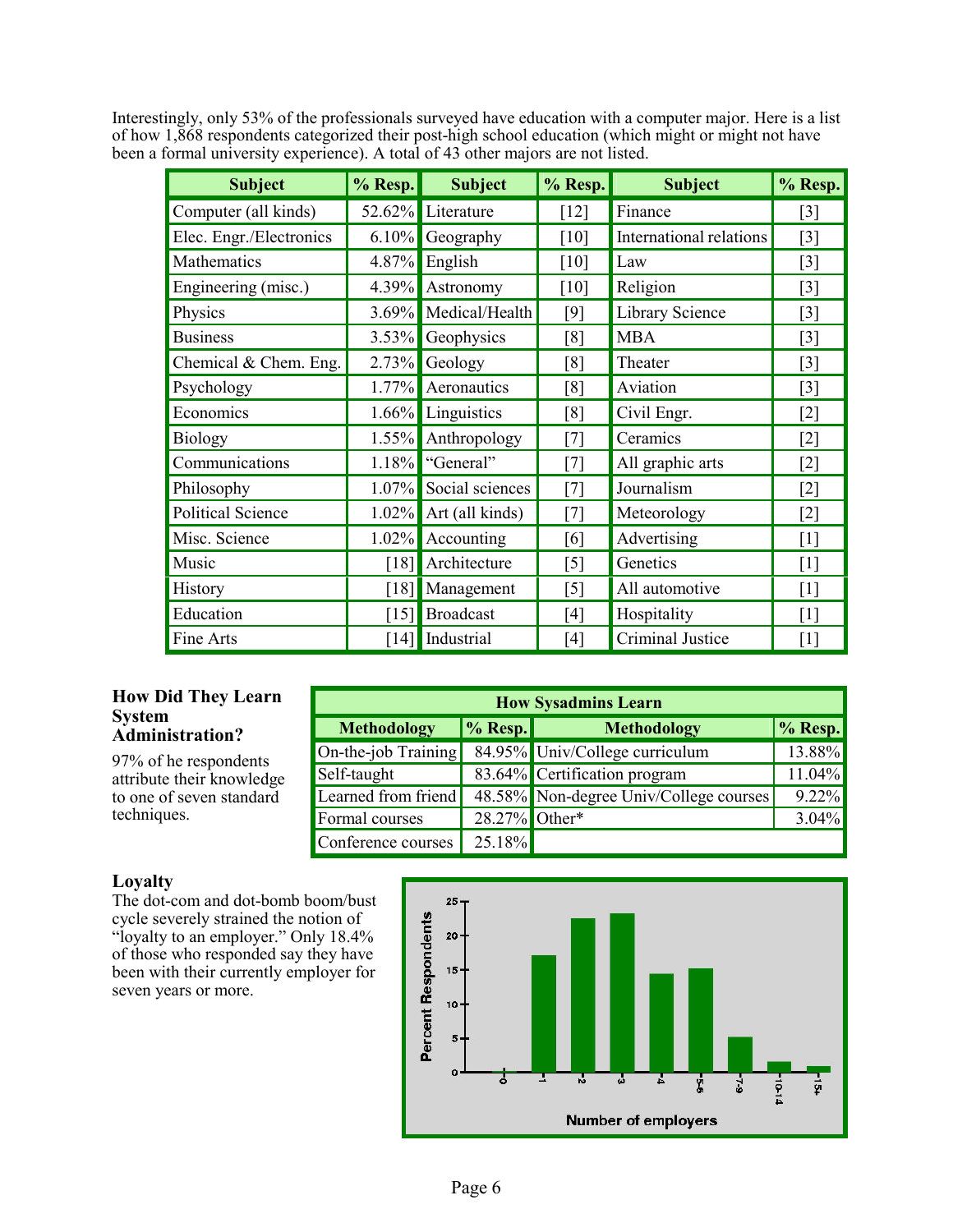Interestingly, only 53% of the professionals surveyed have education with a computer major. Here is a list of how 1,868 respondents categorized their post-high school education (which might or might not have been a formal university experience). A total of 43 other majors are not listed.

| Subject | % Resp. | Subject | % Resp. | Subject | % Resp. |
|---|---|---|---|---|---|
| Computer (all kinds) | 52.62% | Literature | [12] | Finance | [3] |
| Elec. Engr./Electronics | 6.10% | Geography | [10] | International relations | [3] |
| Mathematics | 4.87% | English | [10] | Law | [3] |
| Engineering (misc.) | 4.39% | Astronomy | [10] | Religion | [3] |
| Physics | 3.69% | Medical/Health | [9] | Library Science | [3] |
| Business | 3.53% | Geophysics | [8] | MBA | [3] |
| Chemical & Chem. Eng. | 2.73% | Geology | [8] | Theater | [3] |
| Psychology | 1.77% | Aeronautics | [8] | Aviation | [3] |
| Economics | 1.66% | Linguistics | [8] | Civil Engr. | [2] |
| Biology | 1.55% | Anthropology | [7] | Ceramics | [2] |
| Communications | 1.18% | "General" | [7] | All graphic arts | [2] |
| Philosophy | 1.07% | Social sciences | [7] | Journalism | [2] |
| Political Science | 1.02% | Art (all kinds) | [7] | Meteorology | [2] |
| Misc. Science | 1.02% | Accounting | [6] | Advertising | [1] |
| Music | [18] | Architecture | [5] | Genetics | [1] |
| History | [18] | Management | [5] | All automotive | [1] |
| Education | [15] | Broadcast | [4] | Hospitality | [1] |
| Fine Arts | [14] | Industrial | [4] | Criminal Justice | [1] |

## How Did They Learn System Administration?

97% of he respondents attribute their knowledge to one of seven standard techniques.

| How Sysadmins Learn | | | |
|---|---|---|---|
| **Methodology** | **% Resp.** | **Methodology** | **% Resp.** |
| On-the-job Training | 84.95% | Univ/College curriculum | 13.88% |
| Self-taught | 83.64% | Certification program | 11.04% |
| Learned from friend | 48.58% | Non-degree Univ/College courses | 9.22% |
| Formal courses | 28.27% | Other* | 3.04% |
| Conference courses | 25.18% | | |

## Loyalty

The dot-com and dot-bomb boom/bust cycle severely strained the notion of "loyalty to an employer." Only 18.4% of those who responded say they have been with their currently employer for seven years or more.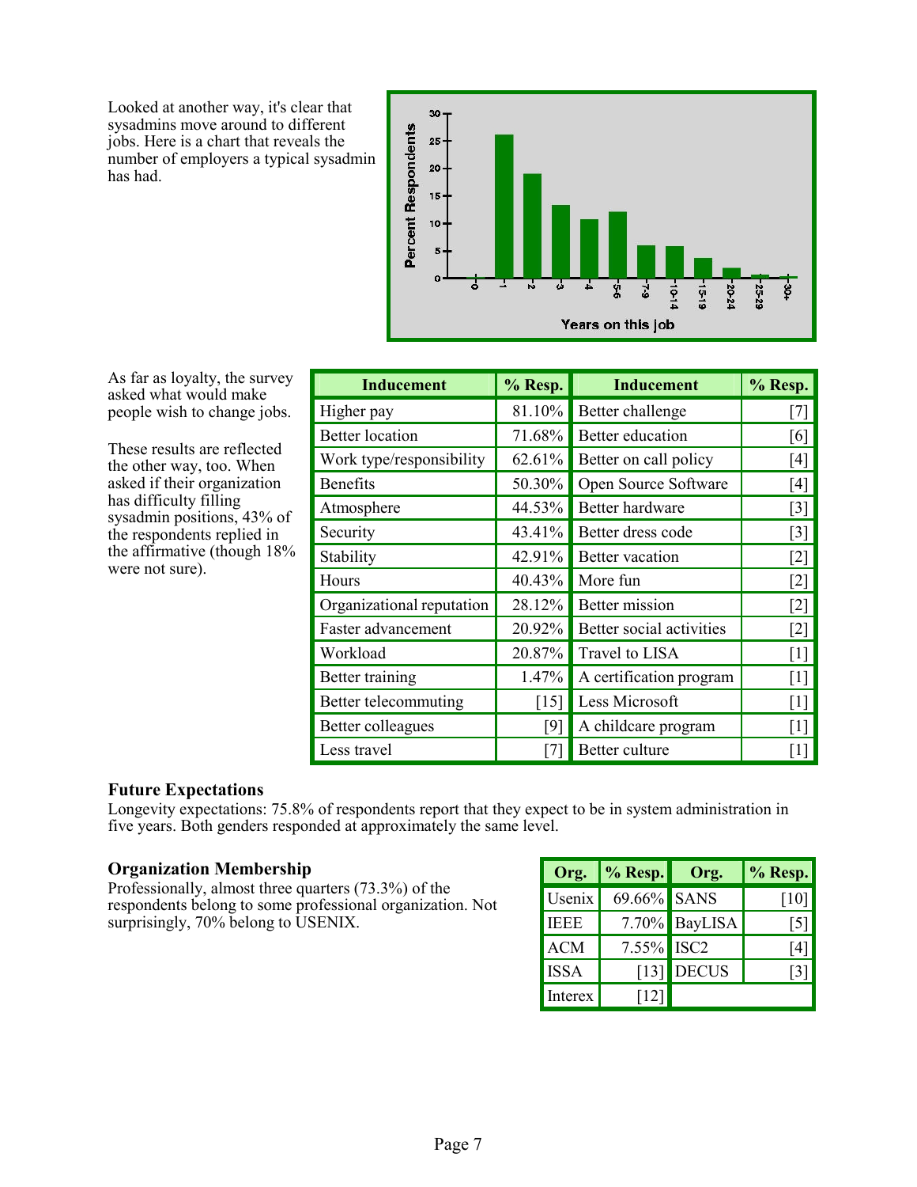Looked at another way, it's clear that sysadmins move around to different jobs. Here is a chart that reveals the number of employers a typical sysadmin has had.

As far as loyalty, the survey asked what would make people wish to change jobs.

These results are reflected the other way, too. When asked if their organization has difficulty filling sysadmin positions, 43% of the respondents replied in the affirmative (though 18% were not sure).

| Inducement | % Resp. | Inducement | % Resp. |
|---|---|---|---|
| Higher pay | 81.10% | Better challenge | [7] |
| Better location | 71.68% | Better education | [6] |
| Work type/responsibility | 62.61% | Better on call policy | [4] |
| Benefits | 50.30% | Open Source Software | [4] |
| Atmosphere | 44.53% | Better hardware | [3] |
| Security | 43.41% | Better dress code | [3] |
| Stability | 42.91% | Better vacation | [2] |
| Hours | 40.43% | More fun | [2] |
| Organizational reputation | 28.12% | Better mission | [2] |
| Faster advancement | 20.92% | Better social activities | [2] |
| Workload | 20.87% | Travel to LISA | [1] |
| Better training | 1.47% | A certification program | [1] |
| Better telecommuting | [15] | Less Microsoft | [1] |
| Better colleagues | [9] | A childcare program | [1] |
| Less travel | [7] | Better culture | [1] |

### Future Expectations

Longevity expectations: 75.8% of respondents report that they expect to be in system administration in five years. Both genders responded at approximately the same level.

### Organization Membership

Professionally, almost three quarters (73.3%) of the respondents belong to some professional organization. Not surprisingly, 70% belong to USENIX.

| Org. | % Resp. | Org. | % Resp. |
|---|---|---|---|
| Usenix | 69.66% | SANS | [10] |
| IEEE | 7.70% | BayLISA | [5] |
| ACM | 7.55% | ISC2 | [4] |
| ISSA | [13] | DECUS | [3] |
| Interex | [12] | | |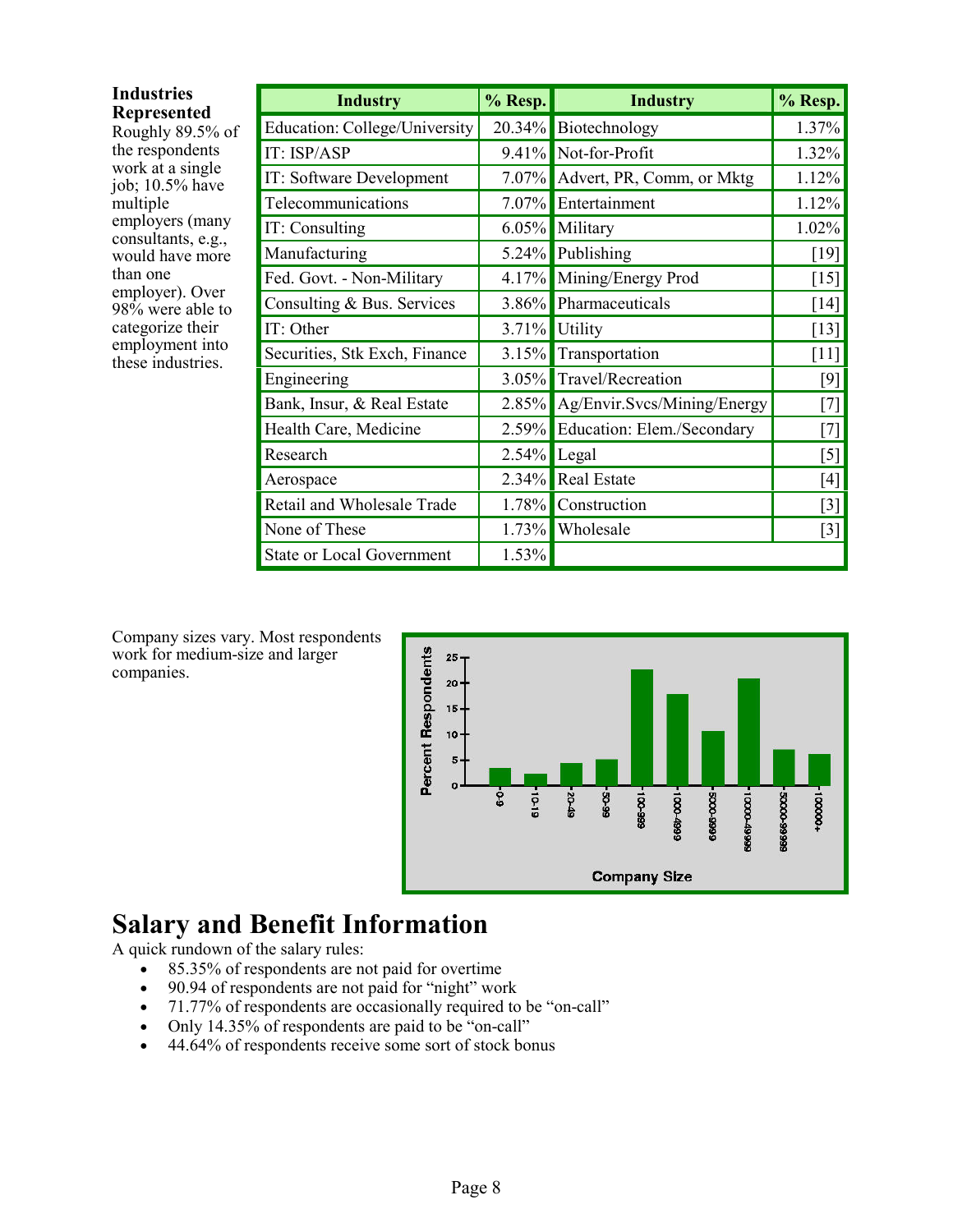**Industries Represented**
Roughly 89.5% of the respondents work at a single job; 10.5% have multiple employers (many consultants, e.g., would have more than one employer). Over 98% were able to categorize their employment into these industries.

| Industry | % Resp. | Industry | % Resp. |
|---|---|---|---|
| Education: College/University | 20.34% | Biotechnology | 1.37% |
| IT: ISP/ASP | 9.41% | Not-for-Profit | 1.32% |
| IT: Software Development | 7.07% | Advert, PR, Comm, or Mktg | 1.12% |
| Telecommunications | 7.07% | Entertainment | 1.12% |
| IT: Consulting | 6.05% | Military | 1.02% |
| Manufacturing | 5.24% | Publishing | [19] |
| Fed. Govt. - Non-Military | 4.17% | Mining/Energy Prod | [15] |
| Consulting & Bus. Services | 3.86% | Pharmaceuticals | [14] |
| IT: Other | 3.71% | Utility | [13] |
| Securities, Stk Exch, Finance | 3.15% | Transportation | [11] |
| Engineering | 3.05% | Travel/Recreation | [9] |
| Bank, Insur, & Real Estate | 2.85% | Ag/Envir.Svcs/Mining/Energy | [7] |
| Health Care, Medicine | 2.59% | Education: Elem./Secondary | [7] |
| Research | 2.54% | Legal | [5] |
| Aerospace | 2.34% | Real Estate | [4] |
| Retail and Wholesale Trade | 1.78% | Construction | [3] |
| None of These | 1.73% | Wholesale | [3] |
| State or Local Government | 1.53% | | |

Company sizes vary. Most respondents work for medium-size and larger companies.

# Salary and Benefit Information

A quick rundown of the salary rules:

- 85.35% of respondents are not paid for overtime
- 90.94 of respondents are not paid for "night" work
- 71.77% of respondents are occasionally required to be "on-call"
- Only 14.35% of respondents are paid to be "on-call"
- 44.64% of respondents receive some sort of stock bonus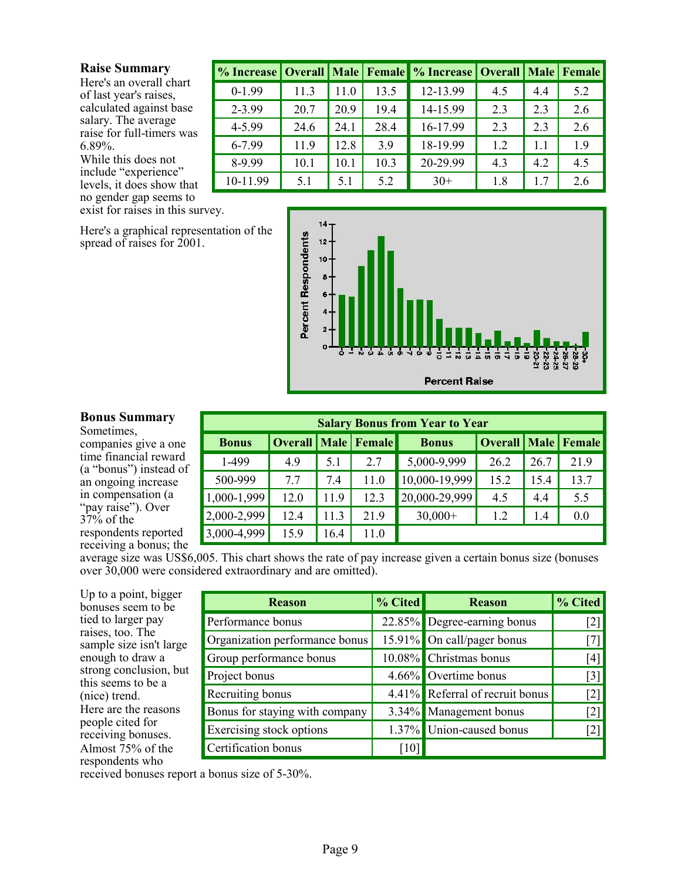### Raise Summary

Here's an overall chart of last year's raises, calculated against base salary. The average raise for full-timers was 6.89%.

While this does not include "experience" levels, it does show that no gender gap seems to exist for raises in this survey.

| % Increase | Overall | Male | Female | % Increase | Overall | Male | Female |
|---|---|---|---|---|---|---|---|
| 0-1.99 | 11.3 | 11.0 | 13.5 | 12-13.99 | 4.5 | 4.4 | 5.2 |
| 2-3.99 | 20.7 | 20.9 | 19.4 | 14-15.99 | 2.3 | 2.3 | 2.6 |
| 4-5.99 | 24.6 | 24.1 | 28.4 | 16-17.99 | 2.3 | 2.3 | 2.6 |
| 6-7.99 | 11.9 | 12.8 | 3.9 | 18-19.99 | 1.2 | 1.1 | 1.9 |
| 8-9.99 | 10.1 | 10.1 | 10.3 | 20-29.99 | 4.3 | 4.2 | 4.5 |
| 10-11.99 | 5.1 | 5.1 | 5.2 | 30+ | 1.8 | 1.7 | 2.6 |

Here's a graphical representation of the spread of raises for 2001.

### Bonus Summary

Sometimes, companies give a one time financial reward (a "bonus") instead of an ongoing increase in compensation (a "pay raise"). Over 37% of the respondents reported receiving a bonus; the average size was US$6,005. This chart shows the rate of pay increase given a certain bonus size (bonuses over 30,000 were considered extraordinary and are omitted).

| Salary Bonus from Year to Year | | | | | | | |
|---|---|---|---|---|---|---|---|
| **Bonus** | **Overall** | **Male** | **Female** | **Bonus** | **Overall** | **Male** | **Female** |
| 1-499 | 4.9 | 5.1 | 2.7 | 5,000-9,999 | 26.2 | 26.7 | 21.9 |
| 500-999 | 7.7 | 7.4 | 11.0 | 10,000-19,999 | 15.2 | 15.4 | 13.7 |
| 1,000-1,999 | 12.0 | 11.9 | 12.3 | 20,000-29,999 | 4.5 | 4.4 | 5.5 |
| 2,000-2,999 | 12.4 | 11.3 | 21.9 | 30,000+ | 1.2 | 1.4 | 0.0 |
| 3,000-4,999 | 15.9 | 16.4 | 11.0 | | | | |

Up to a point, bigger bonuses seem to be tied to larger pay raises, too. The sample size isn't large enough to draw a strong conclusion, but this seems to be a (nice) trend.

Here are the reasons people cited for receiving bonuses. Almost 75% of the respondents who received bonuses report a bonus size of 5-30%.

| Reason | % Cited | Reason | % Cited |
|---|---|---|---|
| Performance bonus | 22.85% | Degree-earning bonus | [2] |
| Organization performance bonus | 15.91% | On call/pager bonus | [7] |
| Group performance bonus | 10.08% | Christmas bonus | [4] |
| Project bonus | 4.66% | Overtime bonus | [3] |
| Recruiting bonus | 4.41% | Referral of recruit bonus | [2] |
| Bonus for staying with company | 3.34% | Management bonus | [2] |
| Exercising stock options | 1.37% | Union-caused bonus | [2] |
| Certification bonus | [10] | | |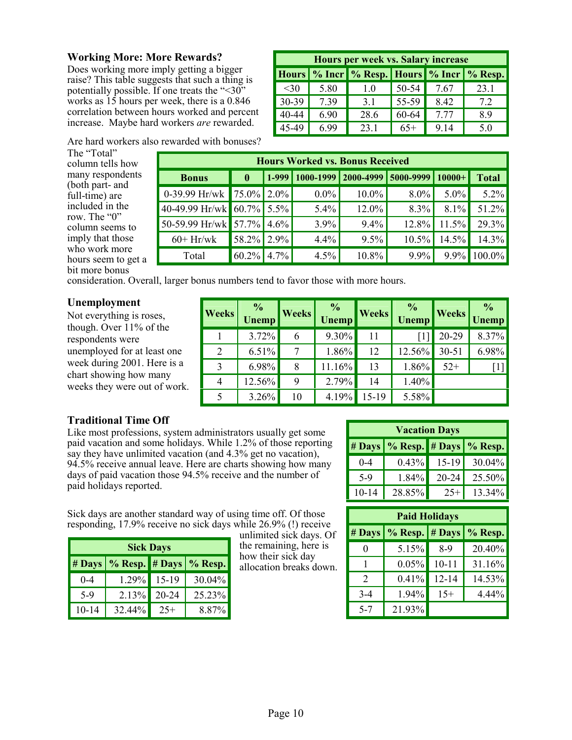### Working More: More Rewards?

Does working more imply getting a bigger raise? This table suggests that such a thing is potentially possible. If one treats the "<30" works as 15 hours per week, there is a 0.846 correlation between hours worked and percent increase. Maybe hard workers *are* rewarded.

| Hours per week vs. Salary increase | | | | | |
|---|---|---|---|---|---|
| **Hours** | **% Incr** | **% Resp.** | **Hours** | **% Incr** | **% Resp.** |
| <30 | 5.80 | 1.0 | 50-54 | 7.67 | 23.1 |
| 30-39 | 7.39 | 3.1 | 55-59 | 8.42 | 7.2 |
| 40-44 | 6.90 | 28.6 | 60-64 | 7.77 | 8.9 |
| 45-49 | 6.99 | 23.1 | 65+ | 9.14 | 5.0 |

Are hard workers also rewarded with bonuses? The "Total" column tells how many respondents (both part- and full-time) are included in the row. The "0" column seems to imply that those who work more hours seem to get a bit more bonus consideration. Overall, larger bonus numbers tend to favor those with more hours.

| Hours Worked vs. Bonus Received | | | | | | | |
|---|---|---|---|---|---|---|---|
| **Bonus** | **0** | **1-999** | **1000-1999** | **2000-4999** | **5000-9999** | **10000+** | **Total** |
| 0-39.99 Hr/wk | 75.0% | 2.0% | 0.0% | 10.0% | 8.0% | 5.0% | 5.2% |
| 40-49.99 Hr/wk | 60.7% | 5.5% | 5.4% | 12.0% | 8.3% | 8.1% | 51.2% |
| 50-59.99 Hr/wk | 57.7% | 4.6% | 3.9% | 9.4% | 12.8% | 11.5% | 29.3% |
| 60+ Hr/wk | 58.2% | 2.9% | 4.4% | 9.5% | 10.5% | 14.5% | 14.3% |
| Total | 60.2% | 4.7% | 4.5% | 10.8% | 9.9% | 9.9% | 100.0% |

### Unemployment

Not everything is roses, though. Over 11% of the respondents were unemployed for at least one week during 2001. Here is a chart showing how many weeks they were out of work.

| Weeks | % Unemp | Weeks | % Unemp | Weeks | % Unemp | Weeks | % Unemp |
|---|---|---|---|---|---|---|---|
| 1 | 3.72% | 6 | 9.30% | 11 | [1] | 20-29 | 8.37% |
| 2 | 6.51% | 7 | 1.86% | 12 | 12.56% | 30-51 | 6.98% |
| 3 | 6.98% | 8 | 11.16% | 13 | 1.86% | 52+ | [1] |
| 4 | 12.56% | 9 | 2.79% | 14 | 1.40% | | |
| 5 | 3.26% | 10 | 4.19% | 15-19 | 5.58% | | |

### Traditional Time Off

Like most professions, system administrators usually get some paid vacation and some holidays. While 1.2% of those reporting say they have unlimited vacation (and 4.3% get no vacation), 94.5% receive annual leave. Here are charts showing how many days of paid vacation those 94.5% receive and the number of paid holidays reported.

| Vacation Days | | | |
|---|---|---|---|
| **# Days** | **% Resp.** | **# Days** | **% Resp.** |
| 0-4 | 0.43% | 15-19 | 30.04% |
| 5-9 | 1.84% | 20-24 | 25.50% |
| 10-14 | 28.85% | 25+ | 13.34% |

Sick days are another standard way of using time off. Of those responding, 17.9% receive no sick days while 26.9% (!) receive unlimited sick days. Of the remaining, here is how their sick day allocation breaks down.

| Sick Days | | | |
|---|---|---|---|
| **# Days** | **% Resp.** | **# Days** | **% Resp.** |
| 0-4 | 1.29% | 15-19 | 30.04% |
| 5-9 | 2.13% | 20-24 | 25.23% |
| 10-14 | 32.44% | 25+ | 8.87% |

| Paid Holidays | | | |
|---|---|---|---|
| **# Days** | **% Resp.** | **# Days** | **% Resp.** |
| 0 | 5.15% | 8-9 | 20.40% |
| 1 | 0.05% | 10-11 | 31.16% |
| 2 | 0.41% | 12-14 | 14.53% |
| 3-4 | 1.94% | 15+ | 4.44% |
| 5-7 | 21.93% | | |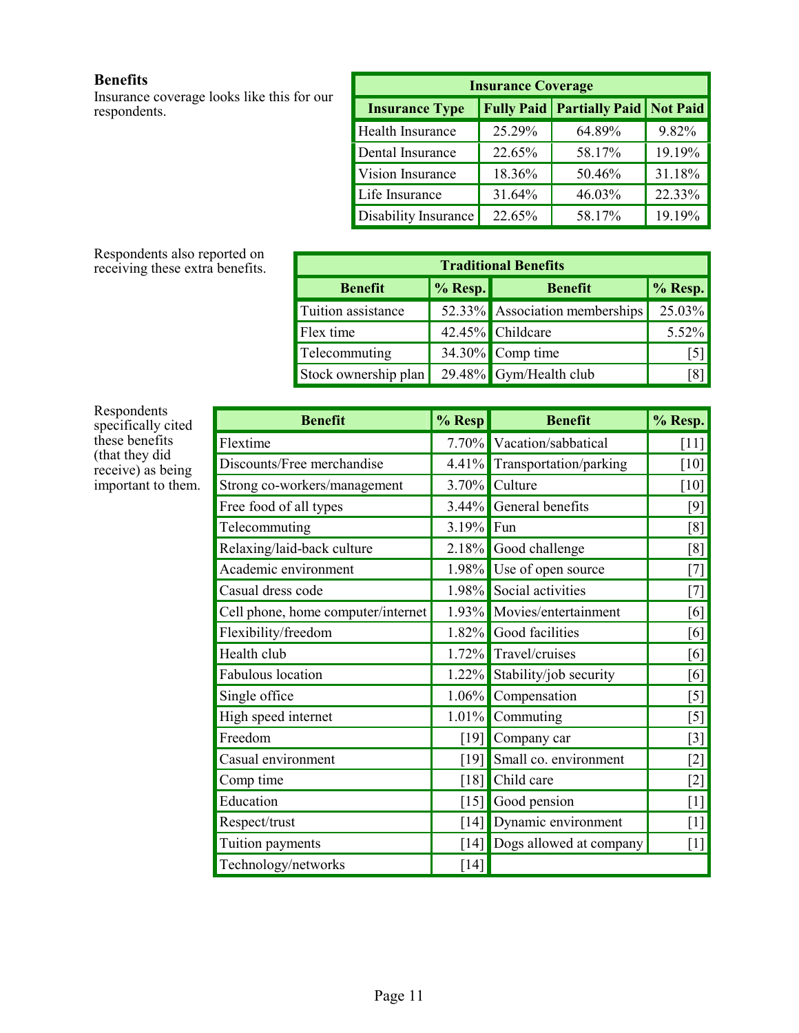## Benefits

Insurance coverage looks like this for our respondents.

| Insurance Coverage | | | |
|---|---|---|---|
| **Insurance Type** | **Fully Paid** | **Partially Paid** | **Not Paid** |
| Health Insurance | 25.29% | 64.89% | 9.82% |
| Dental Insurance | 22.65% | 58.17% | 19.19% |
| Vision Insurance | 18.36% | 50.46% | 31.18% |
| Life Insurance | 31.64% | 46.03% | 22.33% |
| Disability Insurance | 22.65% | 58.17% | 19.19% |

Respondents also reported on receiving these extra benefits.

| Traditional Benefits | | | |
|---|---|---|---|
| **Benefit** | **% Resp.** | **Benefit** | **% Resp.** |
| Tuition assistance | 52.33% | Association memberships | 25.03% |
| Flex time | 42.45% | Childcare | 5.52% |
| Telecommuting | 34.30% | Comp time | [5] |
| Stock ownership plan | 29.48% | Gym/Health club | [8] |

Respondents specifically cited these benefits (that they did receive) as being important to them.

| Benefit | % Resp | Benefit | % Resp. |
|---|---|---|---|
| Flextime | 7.70% | Vacation/sabbatical | [11] |
| Discounts/Free merchandise | 4.41% | Transportation/parking | [10] |
| Strong co-workers/management | 3.70% | Culture | [10] |
| Free food of all types | 3.44% | General benefits | [9] |
| Telecommuting | 3.19% | Fun | [8] |
| Relaxing/laid-back culture | 2.18% | Good challenge | [8] |
| Academic environment | 1.98% | Use of open source | [7] |
| Casual dress code | 1.98% | Social activities | [7] |
| Cell phone, home computer/internet | 1.93% | Movies/entertainment | [6] |
| Flexibility/freedom | 1.82% | Good facilities | [6] |
| Health club | 1.72% | Travel/cruises | [6] |
| Fabulous location | 1.22% | Stability/job security | [6] |
| Single office | 1.06% | Compensation | [5] |
| High speed internet | 1.01% | Commuting | [5] |
| Freedom | [19] | Company car | [3] |
| Casual environment | [19] | Small co. environment | [2] |
| Comp time | [18] | Child care | [2] |
| Education | [15] | Good pension | [1] |
| Respect/trust | [14] | Dynamic environment | [1] |
| Tuition payments | [14] | Dogs allowed at company | [1] |
| Technology/networks | [14] | | |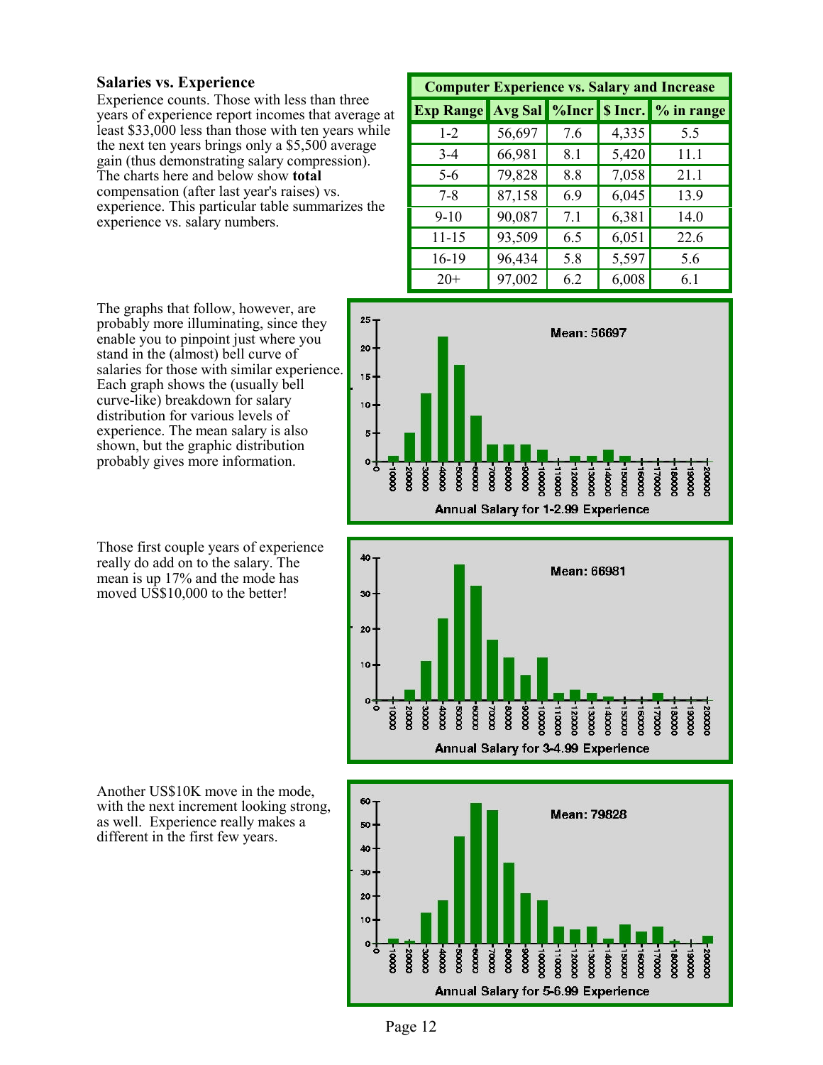### Salaries vs. Experience

Experience counts. Those with less than three years of experience report incomes that average at least $33,000 less than those with ten years while the next ten years brings only a $5,500 average gain (thus demonstrating salary compression). The charts here and below show **total** compensation (after last year's raises) vs. experience. This particular table summarizes the experience vs. salary numbers.

| Computer Experience vs. Salary and Increase | | | | |
|---|---|---|---|---|
| **Exp Range** | **Avg Sal** | **%Incr** | **$ Incr.** | **% in range** |
| 1-2 | 56,697 | 7.6 | 4,335 | 5.5 |
| 3-4 | 66,981 | 8.1 | 5,420 | 11.1 |
| 5-6 | 79,828 | 8.8 | 7,058 | 21.1 |
| 7-8 | 87,158 | 6.9 | 6,045 | 13.9 |
| 9-10 | 90,087 | 7.1 | 6,381 | 14.0 |
| 11-15 | 93,509 | 6.5 | 6,051 | 22.6 |
| 16-19 | 96,434 | 5.8 | 5,597 | 5.6 |
| 20+ | 97,002 | 6.2 | 6,008 | 6.1 |

The graphs that follow, however, are probably more illuminating, since they enable you to pinpoint just where you stand in the (almost) bell curve of salaries for those with similar experience. Each graph shows the (usually bell curve-like) breakdown for salary distribution for various levels of experience. The mean salary is also shown, but the graphic distribution probably gives more information.

Mean: 56697

Annual Salary for 1-2.99 Experience

Those first couple years of experience really do add on to the salary. The mean is up 17% and the mode has moved US$10,000 to the better!

Mean: 66981

Annual Salary for 3-4.99 Experience

Another US$10K move in the mode, with the next increment looking strong, as well. Experience really makes a different in the first few years.

Mean: 79828

Annual Salary for 5-6.99 Experience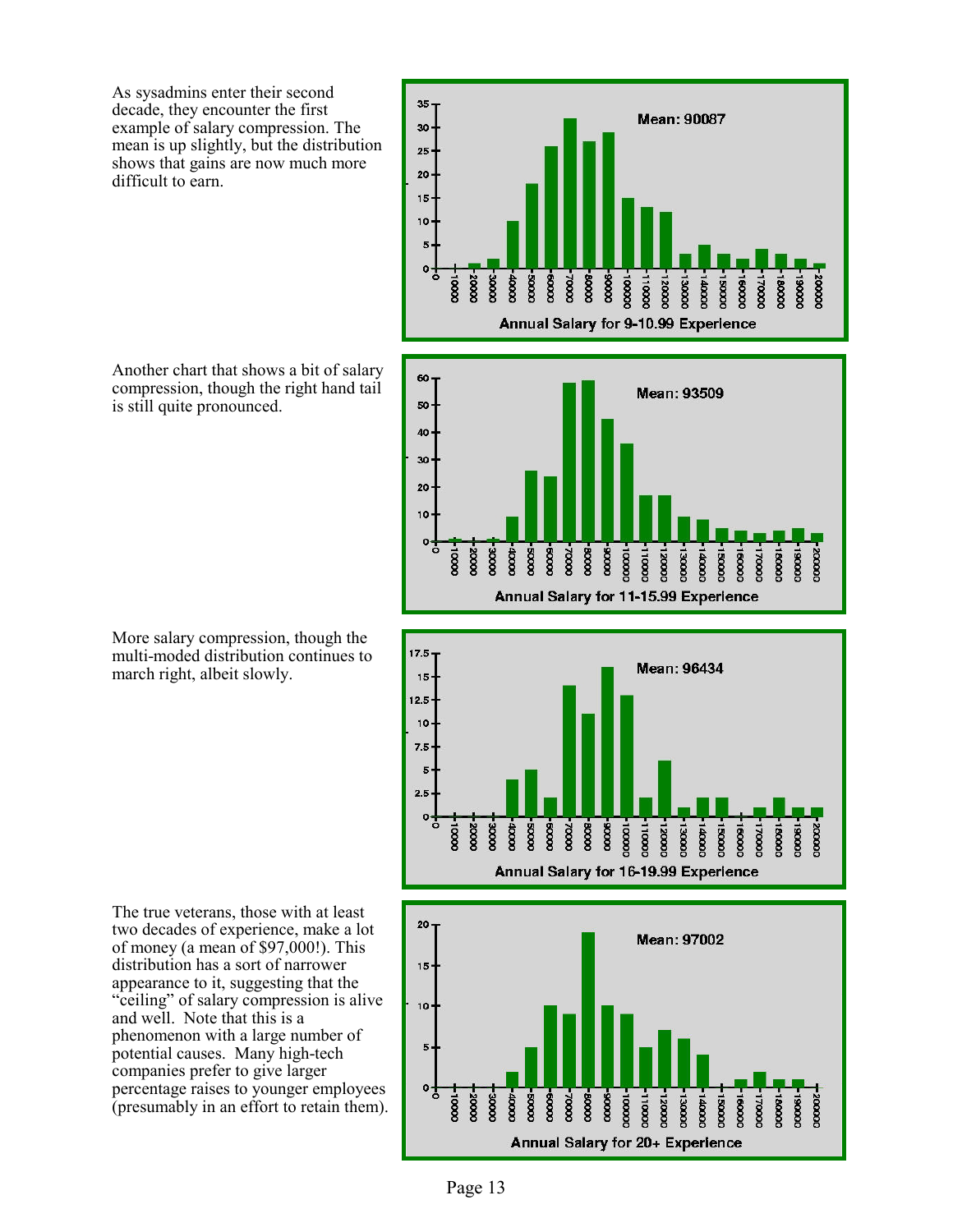As sysadmins enter their second decade, they encounter the first example of salary compression. The mean is up slightly, but the distribution shows that gains are now much more difficult to earn.

Mean: 90087

Annual Salary for 9-10.99 Experience

Another chart that shows a bit of salary compression, though the right hand tail is still quite pronounced.

Mean: 93509

Annual Salary for 11-15.99 Experience

More salary compression, though the multi-moded distribution continues to march right, albeit slowly.

Mean: 96434

Annual Salary for 16-19.99 Experience

The true veterans, those with at least two decades of experience, make a lot of money (a mean of $97,000!). This distribution has a sort of narrower appearance to it, suggesting that the "ceiling" of salary compression is alive and well. Note that this is a phenomenon with a large number of potential causes. Many high-tech companies prefer to give larger percentage raises to younger employees (presumably in an effort to retain them).

Mean: 97002

Annual Salary for 20+ Experience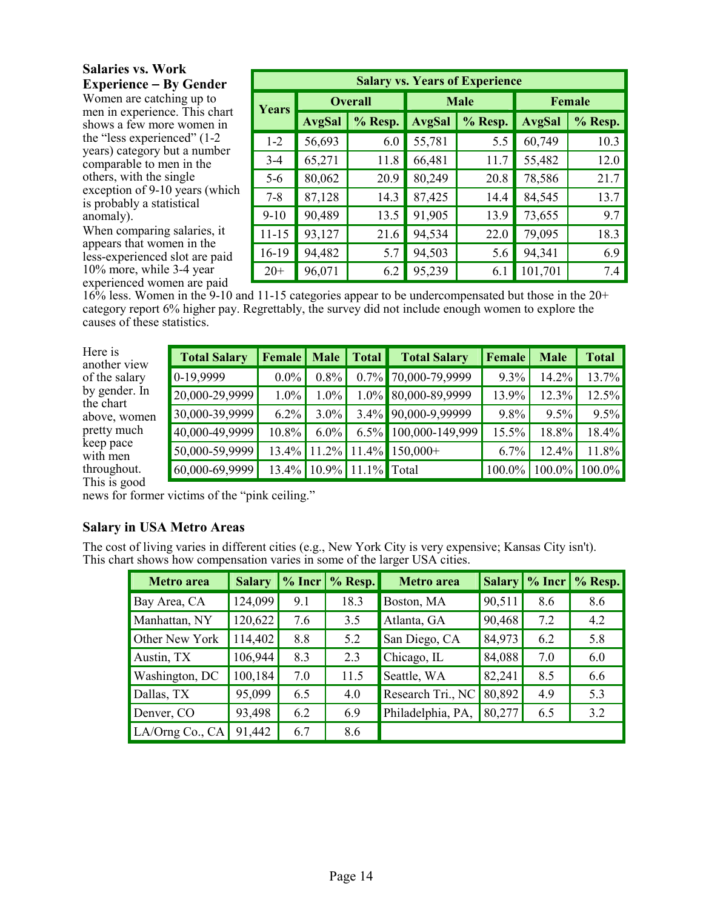### Salaries vs. Work Experience – By Gender

Women are catching up to men in experience. This chart shows a few more women in the "less experienced" (1-2 years) category but a number comparable to men in the others, with the single exception of 9-10 years (which is probably a statistical anomaly).

When comparing salaries, it appears that women in the less-experienced slot are paid 10% more, while 3-4 year experienced women are paid 16% less. Women in the 9-10 and 11-15 categories appear to be undercompensated but those in the 20+ category report 6% higher pay. Regrettably, the survey did not include enough women to explore the causes of these statistics.

| Salary vs. Years of Experience | | | | | | |
|---|---|---|---|---|---|---|
| Years | Overall | | Male | | Female | |
| | AvgSal | % Resp. | AvgSal | % Resp. | AvgSal | % Resp. |
| 1-2 | 56,693 | 6.0 | 55,781 | 5.5 | 60,749 | 10.3 |
| 3-4 | 65,271 | 11.8 | 66,481 | 11.7 | 55,482 | 12.0 |
| 5-6 | 80,062 | 20.9 | 80,249 | 20.8 | 78,586 | 21.7 |
| 7-8 | 87,128 | 14.3 | 87,425 | 14.4 | 84,545 | 13.7 |
| 9-10 | 90,489 | 13.5 | 91,905 | 13.9 | 73,655 | 9.7 |
| 11-15 | 93,127 | 21.6 | 94,534 | 22.0 | 79,095 | 18.3 |
| 16-19 | 94,482 | 5.7 | 94,503 | 5.6 | 94,341 | 6.9 |
| 20+ | 96,071 | 6.2 | 95,239 | 6.1 | 101,701 | 7.4 |

Here is another view of the salary by gender. In the chart above, women pretty much keep pace with men throughout. This is good news for former victims of the "pink ceiling."

| Total Salary | Female | Male | Total | Total Salary | Female | Male | Total |
|---|---|---|---|---|---|---|---|
| 0-19,9999 | 0.0% | 0.8% | 0.7% | 70,000-79,9999 | 9.3% | 14.2% | 13.7% |
| 20,000-29,9999 | 1.0% | 1.0% | 1.0% | 80,000-89,9999 | 13.9% | 12.3% | 12.5% |
| 30,000-39,9999 | 6.2% | 3.0% | 3.4% | 90,000-9,99999 | 9.8% | 9.5% | 9.5% |
| 40,000-49,9999 | 10.8% | 6.0% | 6.5% | 100,000-149,999 | 15.5% | 18.8% | 18.4% |
| 50,000-59,9999 | 13.4% | 11.2% | 11.4% | 150,000+ | 6.7% | 12.4% | 11.8% |
| 60,000-69,9999 | 13.4% | 10.9% | 11.1% | Total | 100.0% | 100.0% | 100.0% |

### Salary in USA Metro Areas

The cost of living varies in different cities (e.g., New York City is very expensive; Kansas City isn't). This chart shows how compensation varies in some of the larger USA cities.

| Metro area | Salary | % Incr | % Resp. | Metro area | Salary | % Incr | % Resp. |
|---|---|---|---|---|---|---|---|
| Bay Area, CA | 124,099 | 9.1 | 18.3 | Boston, MA | 90,511 | 8.6 | 8.6 |
| Manhattan, NY | 120,622 | 7.6 | 3.5 | Atlanta, GA | 90,468 | 7.2 | 4.2 |
| Other New York | 114,402 | 8.8 | 5.2 | San Diego, CA | 84,973 | 6.2 | 5.8 |
| Austin, TX | 106,944 | 8.3 | 2.3 | Chicago, IL | 84,088 | 7.0 | 6.0 |
| Washington, DC | 100,184 | 7.0 | 11.5 | Seattle, WA | 82,241 | 8.5 | 6.6 |
| Dallas, TX | 95,099 | 6.5 | 4.0 | Research Tri., NC | 80,892 | 4.9 | 5.3 |
| Denver, CO | 93,498 | 6.2 | 6.9 | Philadelphia, PA, | 80,277 | 6.5 | 3.2 |
| LA/Orng Co., CA | 91,442 | 6.7 | 8.6 | | | | |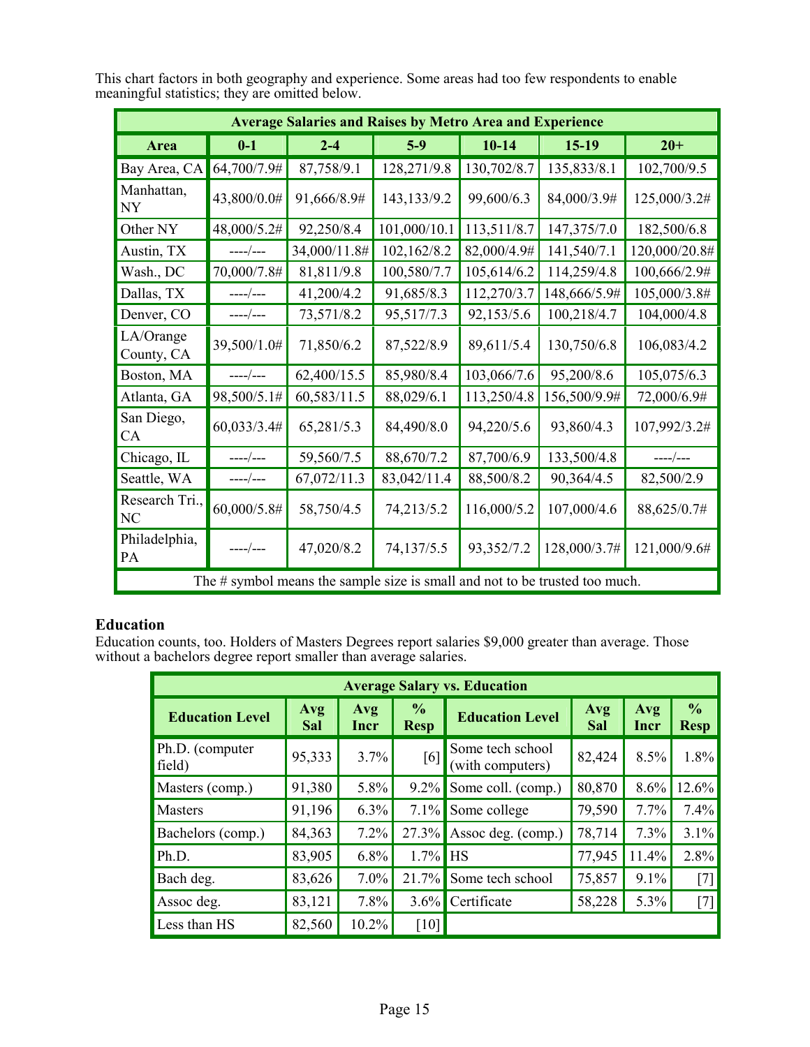This chart factors in both geography and experience. Some areas had too few respondents to enable meaningful statistics; they are omitted below.

| Average Salaries and Raises by Metro Area and Experience | | | | | | |
|---|---|---|---|---|---|---|
| **Area** | **0-1** | **2-4** | **5-9** | **10-14** | **15-19** | **20+** |
| Bay Area, CA | 64,700/7.9# | 87,758/9.1 | 128,271/9.8 | 130,702/8.7 | 135,833/8.1 | 102,700/9.5 |
| Manhattan, NY | 43,800/0.0# | 91,666/8.9# | 143,133/9.2 | 99,600/6.3 | 84,000/3.9# | 125,000/3.2# |
| Other NY | 48,000/5.2# | 92,250/8.4 | 101,000/10.1 | 113,511/8.7 | 147,375/7.0 | 182,500/6.8 |
| Austin, TX | ----/--- | 34,000/11.8# | 102,162/8.2 | 82,000/4.9# | 141,540/7.1 | 120,000/20.8# |
| Wash., DC | 70,000/7.8# | 81,811/9.8 | 100,580/7.7 | 105,614/6.2 | 114,259/4.8 | 100,666/2.9# |
| Dallas, TX | ----/--- | 41,200/4.2 | 91,685/8.3 | 112,270/3.7 | 148,666/5.9# | 105,000/3.8# |
| Denver, CO | ----/--- | 73,571/8.2 | 95,517/7.3 | 92,153/5.6 | 100,218/4.7 | 104,000/4.8 |
| LA/Orange County, CA | 39,500/1.0# | 71,850/6.2 | 87,522/8.9 | 89,611/5.4 | 130,750/6.8 | 106,083/4.2 |
| Boston, MA | ----/--- | 62,400/15.5 | 85,980/8.4 | 103,066/7.6 | 95,200/8.6 | 105,075/6.3 |
| Atlanta, GA | 98,500/5.1# | 60,583/11.5 | 88,029/6.1 | 113,250/4.8 | 156,500/9.9# | 72,000/6.9# |
| San Diego, CA | 60,033/3.4# | 65,281/5.3 | 84,490/8.0 | 94,220/5.6 | 93,860/4.3 | 107,992/3.2# |
| Chicago, IL | ----/--- | 59,560/7.5 | 88,670/7.2 | 87,700/6.9 | 133,500/4.8 | ----/--- |
| Seattle, WA | ----/--- | 67,072/11.3 | 83,042/11.4 | 88,500/8.2 | 90,364/4.5 | 82,500/2.9 |
| Research Tri., NC | 60,000/5.8# | 58,750/4.5 | 74,213/5.2 | 116,000/5.2 | 107,000/4.6 | 88,625/0.7# |
| Philadelphia, PA | ----/--- | 47,020/8.2 | 74,137/5.5 | 93,352/7.2 | 128,000/3.7# | 121,000/9.6# |
| The # symbol means the sample size is small and not to be trusted too much. | | | | | | |

### Education

Education counts, too. Holders of Masters Degrees report salaries $9,000 greater than average. Those without a bachelors degree report smaller than average salaries.

| Average Salary vs. Education | | | | | | | |
|---|---|---|---|---|---|---|---|
| **Education Level** | **Avg Sal** | **Avg Incr** | **% Resp** | **Education Level** | **Avg Sal** | **Avg Incr** | **% Resp** |
| Ph.D. (computer field) | 95,333 | 3.7% | [6] | Some tech school (with computers) | 82,424 | 8.5% | 1.8% |
| Masters (comp.) | 91,380 | 5.8% | 9.2% | Some coll. (comp.) | 80,870 | 8.6% | 12.6% |
| Masters | 91,196 | 6.3% | 7.1% | Some college | 79,590 | 7.7% | 7.4% |
| Bachelors (comp.) | 84,363 | 7.2% | 27.3% | Assoc deg. (comp.) | 78,714 | 7.3% | 3.1% |
| Ph.D. | 83,905 | 6.8% | 1.7% | HS | 77,945 | 11.4% | 2.8% |
| Bach deg. | 83,626 | 7.0% | 21.7% | Some tech school | 75,857 | 9.1% | [7] |
| Assoc deg. | 83,121 | 7.8% | 3.6% | Certificate | 58,228 | 5.3% | [7] |
| Less than HS | 82,560 | 10.2% | [10] | | | | |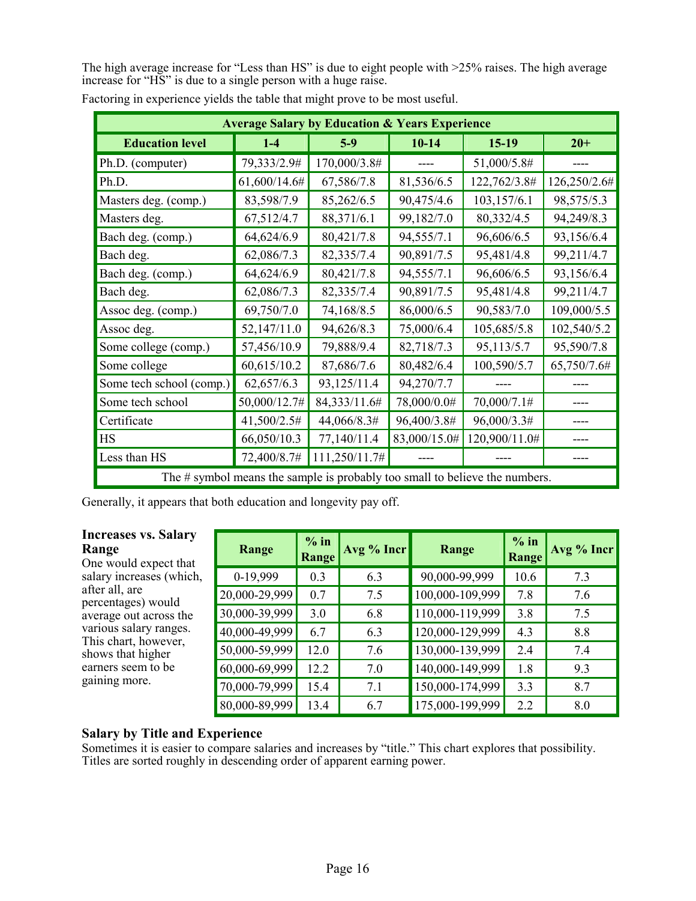The high average increase for "Less than HS" is due to eight people with >25% raises. The high average increase for "HS" is due to a single person with a huge raise.

Factoring in experience yields the table that might prove to be most useful.

| Average Salary by Education & Years Experience | | | | | |
|---|---|---|---|---|---|
| **Education level** | **1-4** | **5-9** | **10-14** | **15-19** | **20+** |
| Ph.D. (computer) | 79,333/2.9# | 170,000/3.8# | ---- | 51,000/5.8# | ---- |
| Ph.D. | 61,600/14.6# | 67,586/7.8 | 81,536/6.5 | 122,762/3.8# | 126,250/2.6# |
| Masters deg. (comp.) | 83,598/7.9 | 85,262/6.5 | 90,475/4.6 | 103,157/6.1 | 98,575/5.3 |
| Masters deg. | 67,512/4.7 | 88,371/6.1 | 99,182/7.0 | 80,332/4.5 | 94,249/8.3 |
| Bach deg. (comp.) | 64,624/6.9 | 80,421/7.8 | 94,555/7.1 | 96,606/6.5 | 93,156/6.4 |
| Bach deg. | 62,086/7.3 | 82,335/7.4 | 90,891/7.5 | 95,481/4.8 | 99,211/4.7 |
| Bach deg. (comp.) | 64,624/6.9 | 80,421/7.8 | 94,555/7.1 | 96,606/6.5 | 93,156/6.4 |
| Bach deg. | 62,086/7.3 | 82,335/7.4 | 90,891/7.5 | 95,481/4.8 | 99,211/4.7 |
| Assoc deg. (comp.) | 69,750/7.0 | 74,168/8.5 | 86,000/6.5 | 90,583/7.0 | 109,000/5.5 |
| Assoc deg. | 52,147/11.0 | 94,626/8.3 | 75,000/6.4 | 105,685/5.8 | 102,540/5.2 |
| Some college (comp.) | 57,456/10.9 | 79,888/9.4 | 82,718/7.3 | 95,113/5.7 | 95,590/7.8 |
| Some college | 60,615/10.2 | 87,686/7.6 | 80,482/6.4 | 100,590/5.7 | 65,750/7.6# |
| Some tech school (comp.) | 62,657/6.3 | 93,125/11.4 | 94,270/7.7 | ---- | ---- |
| Some tech school | 50,000/12.7# | 84,333/11.6# | 78,000/0.0# | 70,000/7.1# | ---- |
| Certificate | 41,500/2.5# | 44,066/8.3# | 96,400/3.8# | 96,000/3.3# | ---- |
| HS | 66,050/10.3 | 77,140/11.4 | 83,000/15.0# | 120,900/11.0# | ---- |
| Less than HS | 72,400/8.7# | 111,250/11.7# | ---- | ---- | ---- |
| The # symbol means the sample is probably too small to believe the numbers. | | | | | |

Generally, it appears that both education and longevity pay off.

### Increases vs. Salary Range

One would expect that salary increases (which, after all, are percentages) would average out across the various salary ranges. This chart, however, shows that higher earners seem to be gaining more.

| Range | % in Range | Avg % Incr | Range | % in Range | Avg % Incr |
|---|---|---|---|---|---|
| 0-19,999 | 0.3 | 6.3 | 90,000-99,999 | 10.6 | 7.3 |
| 20,000-29,999 | 0.7 | 7.5 | 100,000-109,999 | 7.8 | 7.6 |
| 30,000-39,999 | 3.0 | 6.8 | 110,000-119,999 | 3.8 | 7.5 |
| 40,000-49,999 | 6.7 | 6.3 | 120,000-129,999 | 4.3 | 8.8 |
| 50,000-59,999 | 12.0 | 7.6 | 130,000-139,999 | 2.4 | 7.4 |
| 60,000-69,999 | 12.2 | 7.0 | 140,000-149,999 | 1.8 | 9.3 |
| 70,000-79,999 | 15.4 | 7.1 | 150,000-174,999 | 3.3 | 8.7 |
| 80,000-89,999 | 13.4 | 6.7 | 175,000-199,999 | 2.2 | 8.0 |

### Salary by Title and Experience

Sometimes it is easier to compare salaries and increases by "title." This chart explores that possibility. Titles are sorted roughly in descending order of apparent earning power.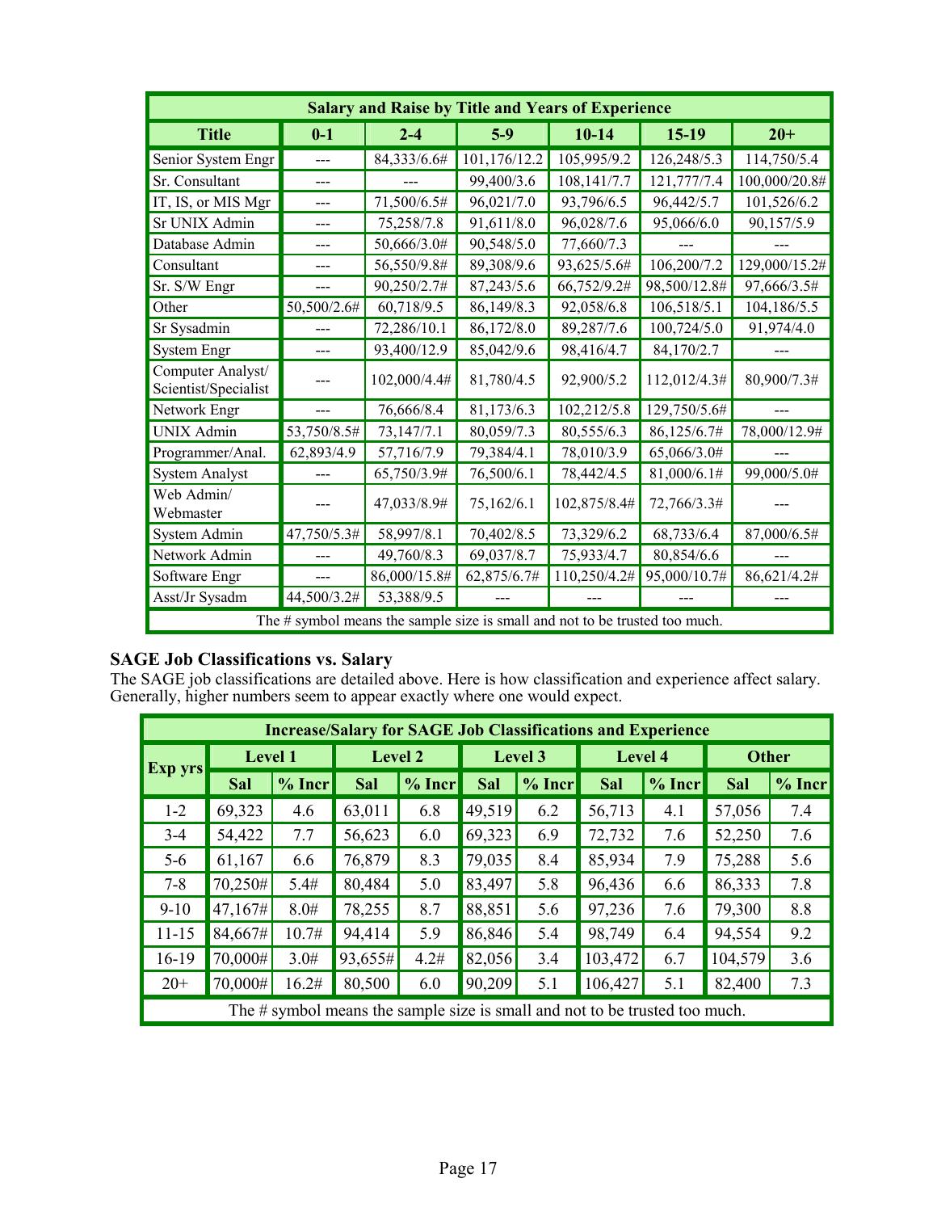| Salary and Raise by Title and Years of Experience | | | | | | |
|---|---|---|---|---|---|---|
| **Title** | **0-1** | **2-4** | **5-9** | **10-14** | **15-19** | **20+** |
| Senior System Engr | --- | 84,333/6.6# | 101,176/12.2 | 105,995/9.2 | 126,248/5.3 | 114,750/5.4 |
| Sr. Consultant | --- | --- | 99,400/3.6 | 108,141/7.7 | 121,777/7.4 | 100,000/20.8# |
| IT, IS, or MIS Mgr | --- | 71,500/6.5# | 96,021/7.0 | 93,796/6.5 | 96,442/5.7 | 101,526/6.2 |
| Sr UNIX Admin | --- | 75,258/7.8 | 91,611/8.0 | 96,028/7.6 | 95,066/6.0 | 90,157/5.9 |
| Database Admin | --- | 50,666/3.0# | 90,548/5.0 | 77,660/7.3 | --- | --- |
| Consultant | --- | 56,550/9.8# | 89,308/9.6 | 93,625/5.6# | 106,200/7.2 | 129,000/15.2# |
| Sr. S/W Engr | --- | 90,250/2.7# | 87,243/5.6 | 66,752/9.2# | 98,500/12.8# | 97,666/3.5# |
| Other | 50,500/2.6# | 60,718/9.5 | 86,149/8.3 | 92,058/6.8 | 106,518/5.1 | 104,186/5.5 |
| Sr Sysadmin | --- | 72,286/10.1 | 86,172/8.0 | 89,287/7.6 | 100,724/5.0 | 91,974/4.0 |
| System Engr | --- | 93,400/12.9 | 85,042/9.6 | 98,416/4.7 | 84,170/2.7 | --- |
| Computer Analyst/ Scientist/Specialist | --- | 102,000/4.4# | 81,780/4.5 | 92,900/5.2 | 112,012/4.3# | 80,900/7.3# |
| Network Engr | --- | 76,666/8.4 | 81,173/6.3 | 102,212/5.8 | 129,750/5.6# | --- |
| UNIX Admin | 53,750/8.5# | 73,147/7.1 | 80,059/7.3 | 80,555/6.3 | 86,125/6.7# | 78,000/12.9# |
| Programmer/Anal. | 62,893/4.9 | 57,716/7.9 | 79,384/4.1 | 78,010/3.9 | 65,066/3.0# | --- |
| System Analyst | --- | 65,750/3.9# | 76,500/6.1 | 78,442/4.5 | 81,000/6.1# | 99,000/5.0# |
| Web Admin/ Webmaster | --- | 47,033/8.9# | 75,162/6.1 | 102,875/8.4# | 72,766/3.3# | --- |
| System Admin | 47,750/5.3# | 58,997/8.1 | 70,402/8.5 | 73,329/6.2 | 68,733/6.4 | 87,000/6.5# |
| Network Admin | --- | 49,760/8.3 | 69,037/8.7 | 75,933/4.7 | 80,854/6.6 | --- |
| Software Engr | --- | 86,000/15.8# | 62,875/6.7# | 110,250/4.2# | 95,000/10.7# | 86,621/4.2# |
| Asst/Jr Sysadm | 44,500/3.2# | 53,388/9.5 | --- | --- | --- | --- |
| The # symbol means the sample size is small and not to be trusted too much. | | | | | | |

## SAGE Job Classifications vs. Salary

The SAGE job classifications are detailed above. Here is how classification and experience affect salary. Generally, higher numbers seem to appear exactly where one would expect.

| Increase/Salary for SAGE Job Classifications and Experience | | | | | | | | | | |
|---|---|---|---|---|---|---|---|---|---|---|
| **Exp yrs** | **Level 1** | | **Level 2** | | **Level 3** | | **Level 4** | | **Other** | |
| | **Sal** | **% Incr** | **Sal** | **% Incr** | **Sal** | **% Incr** | **Sal** | **% Incr** | **Sal** | **% Incr** |
| 1-2 | 69,323 | 4.6 | 63,011 | 6.8 | 49,519 | 6.2 | 56,713 | 4.1 | 57,056 | 7.4 |
| 3-4 | 54,422 | 7.7 | 56,623 | 6.0 | 69,323 | 6.9 | 72,732 | 7.6 | 52,250 | 7.6 |
| 5-6 | 61,167 | 6.6 | 76,879 | 8.3 | 79,035 | 8.4 | 85,934 | 7.9 | 75,288 | 5.6 |
| 7-8 | 70,250# | 5.4# | 80,484 | 5.0 | 83,497 | 5.8 | 96,436 | 6.6 | 86,333 | 7.8 |
| 9-10 | 47,167# | 8.0# | 78,255 | 8.7 | 88,851 | 5.6 | 97,236 | 7.6 | 79,300 | 8.8 |
| 11-15 | 84,667# | 10.7# | 94,414 | 5.9 | 86,846 | 5.4 | 98,749 | 6.4 | 94,554 | 9.2 |
| 16-19 | 70,000# | 3.0# | 93,655# | 4.2# | 82,056 | 3.4 | 103,472 | 6.7 | 104,579 | 3.6 |
| 20+ | 70,000# | 16.2# | 80,500 | 6.0 | 90,209 | 5.1 | 106,427 | 5.1 | 82,400 | 7.3 |
| The # symbol means the sample size is small and not to be trusted too much. | | | | | | | | | | |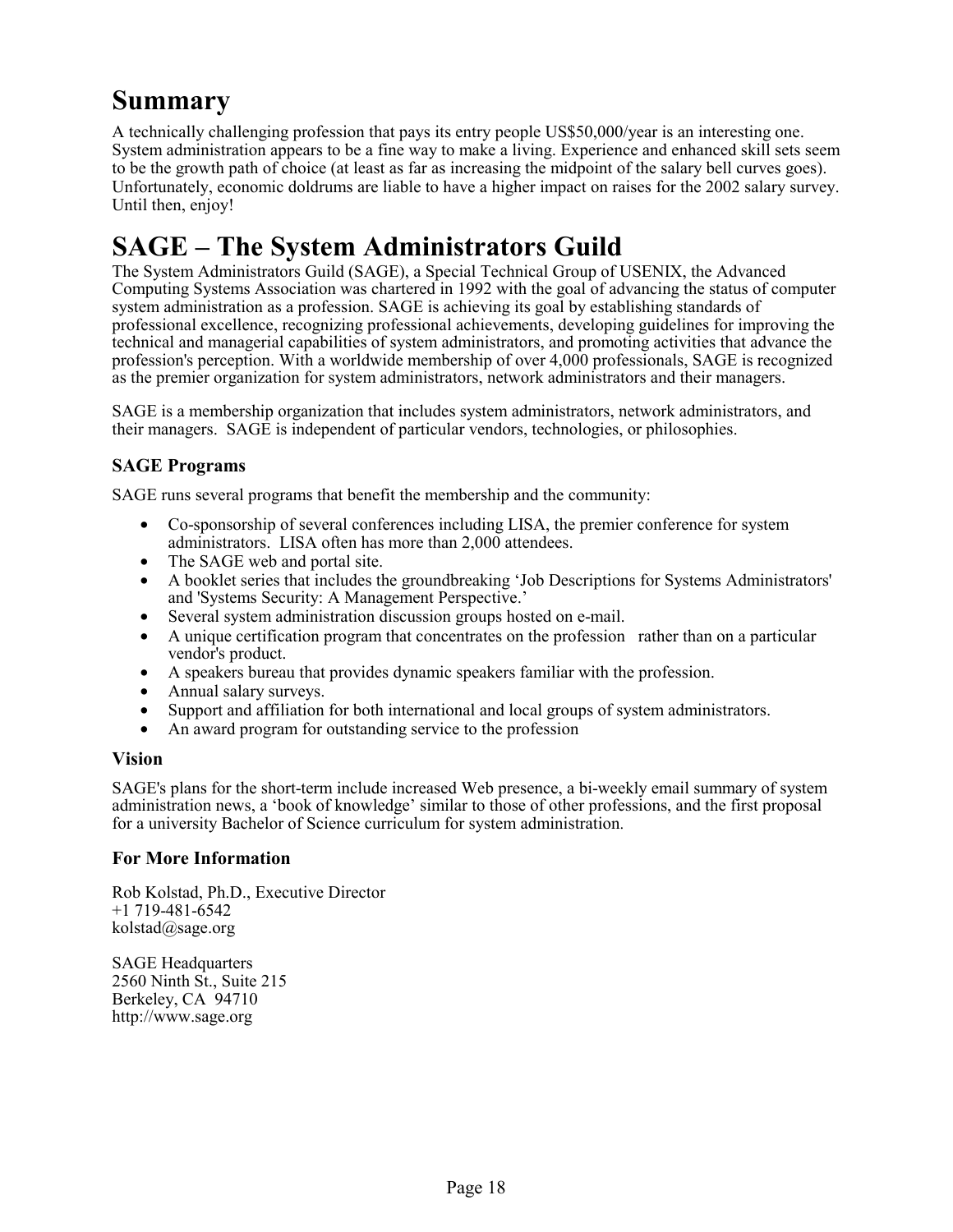# Summary

A technically challenging profession that pays its entry people US$50,000/year is an interesting one. System administration appears to be a fine way to make a living. Experience and enhanced skill sets seem to be the growth path of choice (at least as far as increasing the midpoint of the salary bell curves goes). Unfortunately, economic doldrums are liable to have a higher impact on raises for the 2002 salary survey. Until then, enjoy!

# SAGE – The System Administrators Guild

The System Administrators Guild (SAGE), a Special Technical Group of USENIX, the Advanced Computing Systems Association was chartered in 1992 with the goal of advancing the status of computer system administration as a profession. SAGE is achieving its goal by establishing standards of professional excellence, recognizing professional achievements, developing guidelines for improving the technical and managerial capabilities of system administrators, and promoting activities that advance the profession's perception. With a worldwide membership of over 4,000 professionals, SAGE is recognized as the premier organization for system administrators, network administrators and their managers.

SAGE is a membership organization that includes system administrators, network administrators, and their managers. SAGE is independent of particular vendors, technologies, or philosophies.

### SAGE Programs

SAGE runs several programs that benefit the membership and the community:

- Co-sponsorship of several conferences including LISA, the premier conference for system administrators. LISA often has more than 2,000 attendees.
- The SAGE web and portal site.
- A booklet series that includes the groundbreaking 'Job Descriptions for Systems Administrators' and 'Systems Security: A Management Perspective.'
- Several system administration discussion groups hosted on e-mail.
- A unique certification program that concentrates on the profession rather than on a particular vendor's product.
- A speakers bureau that provides dynamic speakers familiar with the profession.
- Annual salary surveys.
- Support and affiliation for both international and local groups of system administrators.
- An award program for outstanding service to the profession

### Vision

SAGE's plans for the short-term include increased Web presence, a bi-weekly email summary of system administration news, a 'book of knowledge' similar to those of other professions, and the first proposal for a university Bachelor of Science curriculum for system administration.

### For More Information

Rob Kolstad, Ph.D., Executive Director
+1 719-481-6542
kolstad@sage.org

SAGE Headquarters
2560 Ninth St., Suite 215
Berkeley, CA 94710
http://www.sage.org